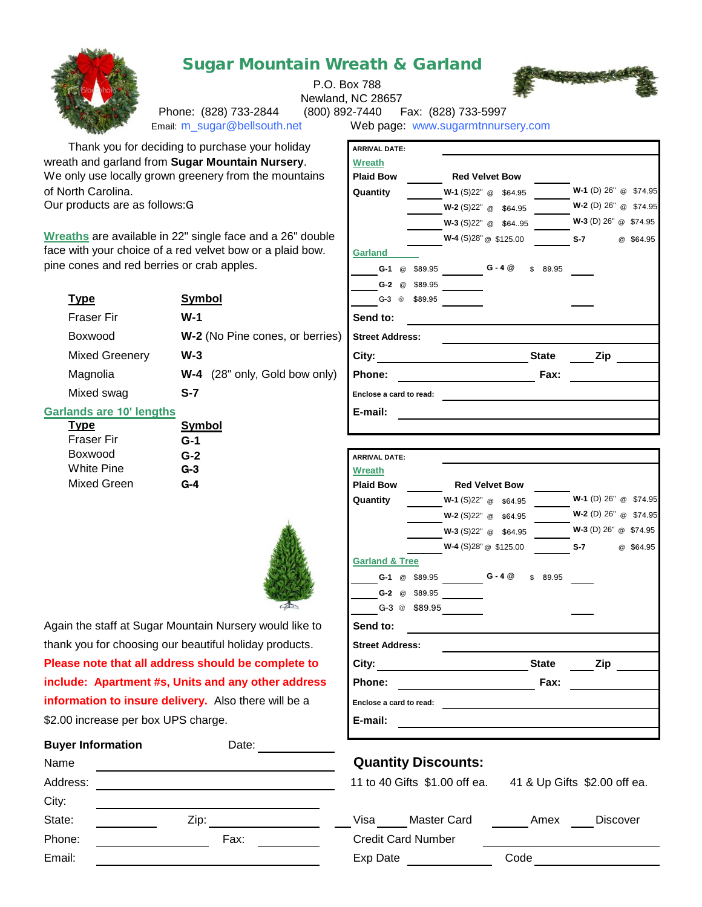# Sugar Mountain Wreath & Garland

P.O. Box 788
Newland, NC 28657
Phone: (828) 733-2844 (800) 892-7440 Fax: (828) 733-5997
Email: m_sugar@bellsouth.net Web page: www.sugarmtnnursery.com

Thank you for deciding to purchase your holiday wreath and garland from **Sugar Mountain Nursery**. We only use locally grown greenery from the mountains of North Carolina.
Our products are as follows:G

Wreaths are available in 22" single face and a 26" double face with your choice of a red velvet bow or a plaid bow. pine cones and red berries or crab apples.

| Type | Symbol |
|---|---|
| Fraser Fir | W-1 |
| Boxwood | W-2 (No Pine cones, or berries) |
| Mixed Greenery | W-3 |
| Magnolia | W-4 (28" only, Gold bow only) |
| Mixed swag | S-7 |

**Garlands are 10' lengths**

| Type | Symbol |
|---|---|
| Fraser Fir | G-1 |
| Boxwood | G-2 |
| White Pine | G-3 |
| Mixed Green | G-4 |

Again the staff at Sugar Mountain Nursery would like to thank you for choosing our beautiful holiday products. **Please note that all address should be complete to include: Apartment #s, Units and any other address information to insure delivery.** Also there will be a $2.00 increase per box UPS charge.

**Buyer Information** Date: ____________

Name ____________
Address: ____________
City: ____________
State: ________ Zip: ____________
Phone: ____________ Fax: ____________
Email: ____________

---

**ARRIVAL DATE:** ____________

**Wreath**

**Plaid Bow** ______ **Red Velvet Bow** ______

**Quantity**
______ **W-1** (S)22" @ $64.95 ______ **W-1** (D) 26" @ $74.95
______ **W-2** (S)22" @ $64.95 ______ **W-2** (D) 26" @ $74.95
______ **W-3** (S)22" @ $64..95 ______ **W-3** (D) 26" @ $74.95
______ **W-4** (S)28" @ $125.00 ______ **S-7** @ $64.95

**Garland**
______ **G-1** @ $89.95 ______ **G - 4** @ $ 89.95 ______
______ **G-2** @ $89.95 ______
______ G-3 @ $89.95 ______ ______

**Send to:** ____________
**Street Address:** ____________
**City:** ____________ **State** ______ **Zip** ______
**Phone:** ____________ **Fax:** ____________
**Enclose a card to read:** ____________
**E-mail:** ____________

---

**ARRIVAL DATE:** ____________

**Wreath**

**Plaid Bow** ______ **Red Velvet Bow** ______

**Quantity**
______ **W-1** (S)22" @ $64.95 ______ **W-1** (D) 26" @ $74.95
______ **W-2** (S)22" @ $64.95 ______ **W-2** (D) 26" @ $74.95
______ **W-3** (S)22" @ $64.95 ______ **W-3** (D) 26" @ $74.95
______ **W-4** (S)28" @ $125.00 ______ **S-7** @ $64.95

**Garland & Tree**
______ **G-1** @ $89.95 ______ **G - 4** @ $ 89.95 ______
______ **G-2** @ $89.95 ______
______ G-3 @ $89.95 ______ ______

**Send to:** ____________
**Street Address:** ____________
**City:** ____________ **State** ______ **Zip** ______
**Phone:** ____________ **Fax:** ____________
**Enclose a card to read:** ____________
**E-mail:** ____________

## Quantity Discounts:

11 to 40 Gifts $1.00 off ea. 41 & Up Gifts $2.00 off ea.

______ Visa ______ Master Card ______ Amex ______ Discover

Credit Card Number ____________

Exp Date ____________ Code ____________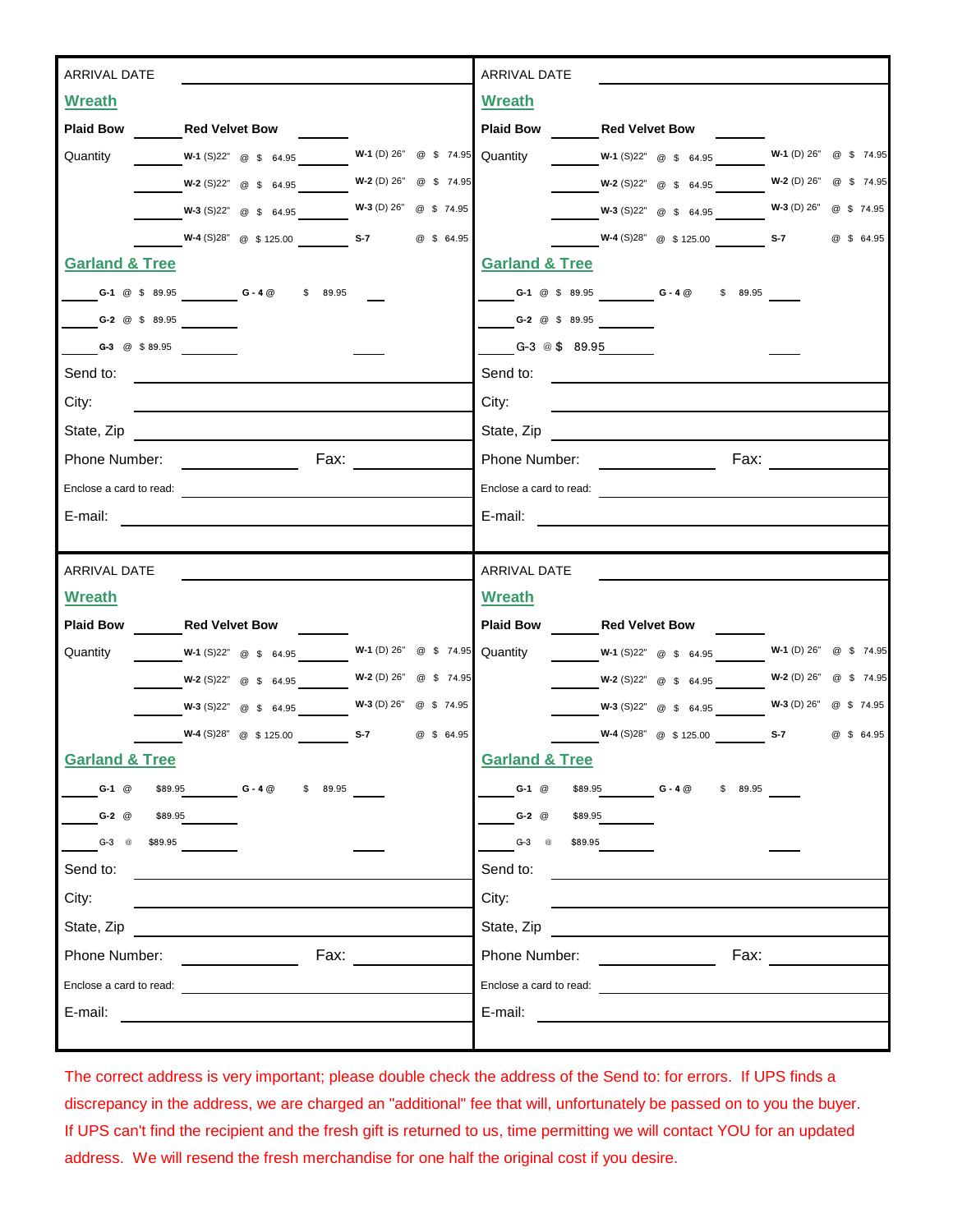ARRIVAL DATE ______

**Wreath**

**Plaid Bow** ______ **Red Velvet Bow** ______

| | | | |
|---|---|---|---|
| Quantity ______ | **W-1** (S)22" @ $ 64.95 | ______ | **W-1** (D) 26" @ $ 74.95 |
| ______ | **W-2** (S)22" @ $ 64.95 | ______ | **W-2** (D) 26" @ $ 74.95 |
| ______ | **W-3** (S)22" @ $ 64.95 | ______ | **W-3** (D) 26" @ $ 74.95 |
| ______ | **W-4** (S)28" @ $ 125.00 | ______ | **S-7** @ $ 64.95 |

**Garland & Tree**

| | | | |
|---|---|---|---|
| ______ | **G-1** @ $ 89.95 | ______ | **G - 4** @ $ 89.95 ______ |
| ______ | **G-2** @ $ 89.95 | ______ | |
| ______ | **G-3** @ $ 89.95 | ______ | ______ |

Send to: ______

City: ______

State, Zip ______

Phone Number: ______ Fax: ______

Enclose a card to read: ______

E-mail: ______

---

ARRIVAL DATE ______

**Wreath**

**Plaid Bow** ______ **Red Velvet Bow** ______

| | | | |
|---|---|---|---|
| Quantity ______ | **W-1** (S)22" @ $ 64.95 | ______ | **W-1** (D) 26" @ $ 74.95 |
| ______ | **W-2** (S)22" @ $ 64.95 | ______ | **W-2** (D) 26" @ $ 74.95 |
| ______ | **W-3** (S)22" @ $ 64.95 | ______ | **W-3** (D) 26" @ $ 74.95 |
| ______ | **W-4** (S)28" @ $ 125.00 | ______ | **S-7** @ $ 64.95 |

**Garland & Tree**

| | | | |
|---|---|---|---|
| ______ | **G-1** @ $ 89.95 | ______ | **G - 4** @ $ 89.95 ______ |
| ______ | **G-2** @ $ 89.95 | ______ | |
| ______ | G-3 @ $ 89.95 | ______ | ______ |

Send to: ______

City: ______

State, Zip ______

Phone Number: ______ Fax: ______

Enclose a card to read: ______

E-mail: ______

---

ARRIVAL DATE ______

**Wreath**

**Plaid Bow** ______ **Red Velvet Bow** ______

| | | | |
|---|---|---|---|
| Quantity ______ | **W-1** (S)22" @ $ 64.95 | ______ | **W-1** (D) 26" @ $ 74.95 |
| ______ | **W-2** (S)22" @ $ 64.95 | ______ | **W-2** (D) 26" @ $ 74.95 |
| ______ | **W-3** (S)22" @ $ 64.95 | ______ | **W-3** (D) 26" @ $ 74.95 |
| ______ | **W-4** (S)28" @ $ 125.00 | ______ | **S-7** @ $ 64.95 |

**Garland & Tree**

| | | | |
|---|---|---|---|
| ______ | **G-1** @ $89.95 | ______ | **G - 4** @ $ 89.95 ______ |
| ______ | **G-2** @ $89.95 | ______ | |
| ______ | G-3 @ $89.95 | ______ | ______ |

Send to: ______

City: ______

State, Zip ______

Phone Number: ______ Fax: ______

Enclose a card to read: ______

E-mail: ______

---

ARRIVAL DATE ______

**Wreath**

**Plaid Bow** ______ **Red Velvet Bow** ______

| | | | |
|---|---|---|---|
| Quantity ______ | **W-1** (S)22" @ $ 64.95 | ______ | **W-1** (D) 26" @ $ 74.95 |
| ______ | **W-2** (S)22" @ $ 64.95 | ______ | **W-2** (D) 26" @ $ 74.95 |
| ______ | **W-3** (S)22" @ $ 64.95 | ______ | **W-3** (D) 26" @ $ 74.95 |
| ______ | **W-4** (S)28" @ $ 125.00 | ______ | **S-7** @ $ 64.95 |

**Garland & Tree**

| | | | |
|---|---|---|---|
| ______ | **G-1** @ $89.95 | ______ | **G - 4** @ $ 89.95 ______ |
| ______ | **G-2** @ $89.95 | ______ | |
| ______ | G-3 @ $89.95 | ______ | ______ |

Send to: ______

City: ______

State, Zip ______

Phone Number: ______ Fax: ______

Enclose a card to read: ______

E-mail: ______

---

The correct address is very important; please double check the address of the Send to: for errors. If UPS finds a discrepancy in the address, we are charged an "additional" fee that will, unfortunately be passed on to you the buyer. If UPS can't find the recipient and the fresh gift is returned to us, time permitting we will contact YOU for an updated address. We will resend the fresh merchandise for one half the original cost if you desire.